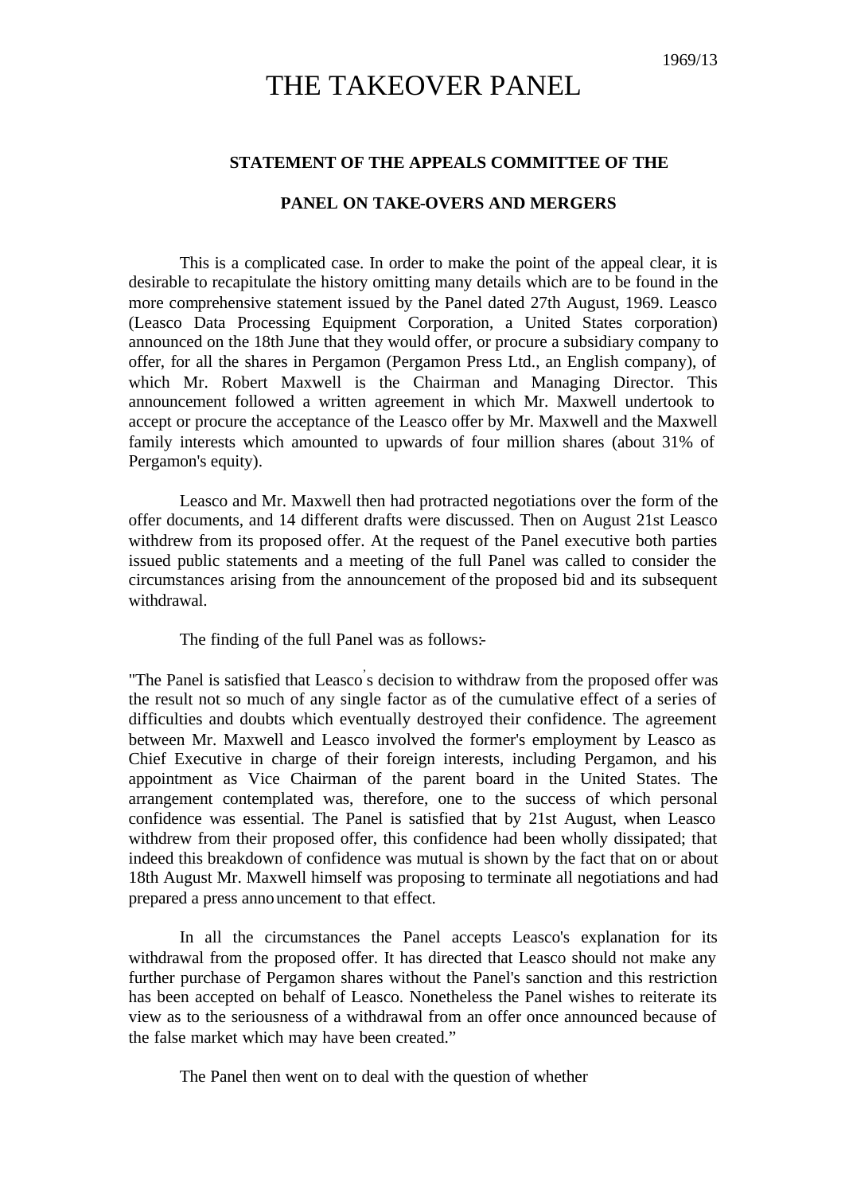1969/13

# THE TAKEOVER PANEL

## STATEMENT OF THE APPEALS COMMITTEE OF THE PANEL ON TAKE-OVERS AND MERGERS

This is a complicated case. In order to make the point of the appeal clear, it is desirable to recapitulate the history omitting many details which are to be found in the more comprehensive statement issued by the Panel dated 27th August, 1969. Leasco (Leasco Data Processing Equipment Corporation, a United States corporation) announced on the 18th June that they would offer, or procure a subsidiary company to offer, for all the shares in Pergamon (Pergamon Press Ltd., an English company), of which Mr. Robert Maxwell is the Chairman and Managing Director. This announcement followed a written agreement in which Mr. Maxwell undertook to accept or procure the acceptance of the Leasco offer by Mr. Maxwell and the Maxwell family interests which amounted to upwards of four million shares (about 31% of Pergamon's equity).

Leasco and Mr. Maxwell then had protracted negotiations over the form of the offer documents, and 14 different drafts were discussed. Then on August 21st Leasco withdrew from its proposed offer. At the request of the Panel executive both parties issued public statements and a meeting of the full Panel was called to consider the circumstances arising from the announcement of the proposed bid and its subsequent withdrawal.

The finding of the full Panel was as follows:-

"The Panel is satisfied that Leasco's decision to withdraw from the proposed offer was the result not so much of any single factor as of the cumulative effect of a series of difficulties and doubts which eventually destroyed their confidence. The agreement between Mr. Maxwell and Leasco involved the former's employment by Leasco as Chief Executive in charge of their foreign interests, including Pergamon, and his appointment as Vice Chairman of the parent board in the United States. The arrangement contemplated was, therefore, one to the success of which personal confidence was essential. The Panel is satisfied that by 21st August, when Leasco withdrew from their proposed offer, this confidence had been wholly dissipated; that indeed this breakdown of confidence was mutual is shown by the fact that on or about 18th August Mr. Maxwell himself was proposing to terminate all negotiations and had prepared a press announcement to that effect.

In all the circumstances the Panel accepts Leasco's explanation for its withdrawal from the proposed offer. It has directed that Leasco should not make any further purchase of Pergamon shares without the Panel's sanction and this restriction has been accepted on behalf of Leasco. Nonetheless the Panel wishes to reiterate its view as to the seriousness of a withdrawal from an offer once announced because of the false market which may have been created."

The Panel then went on to deal with the question of whether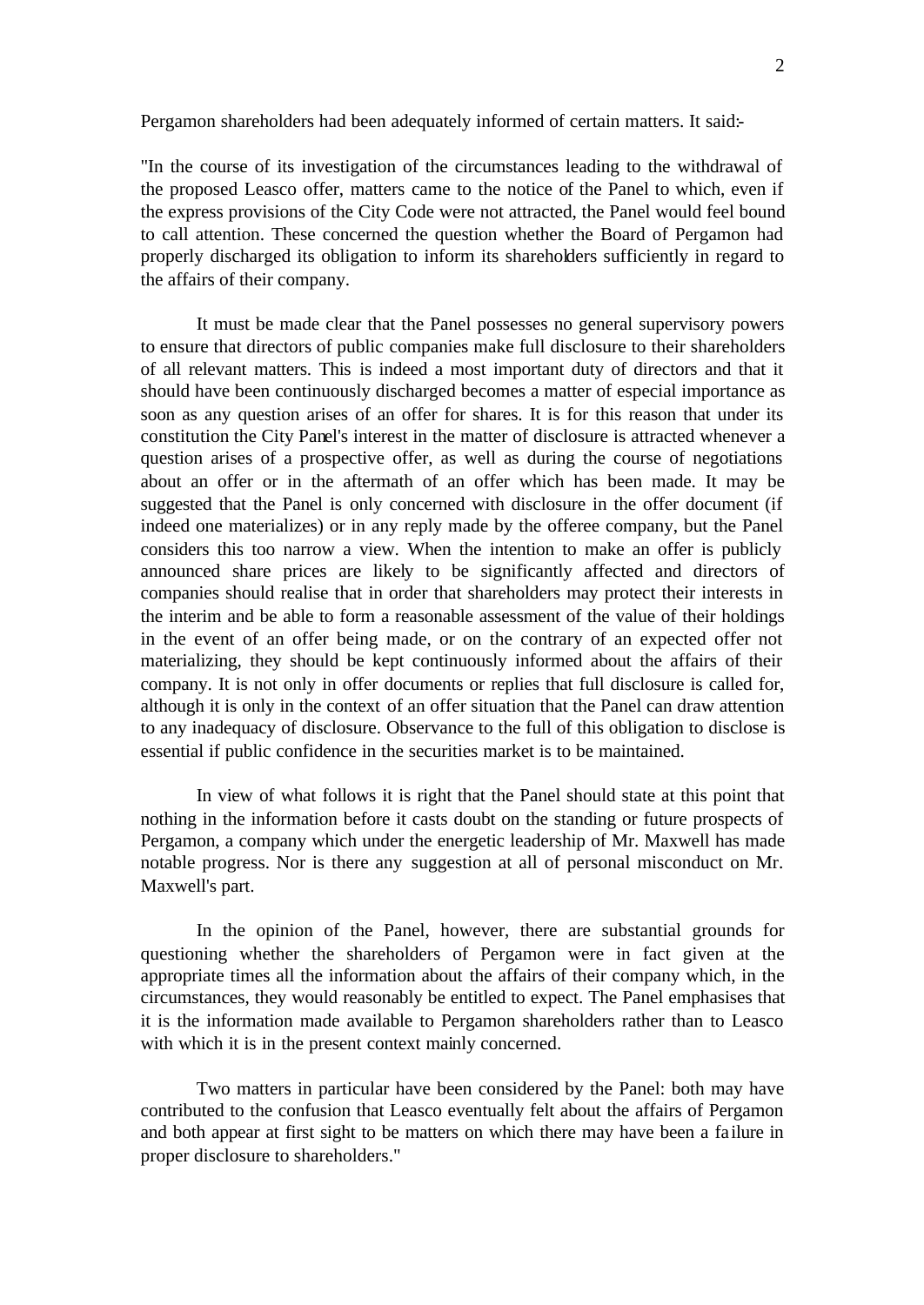Pergamon shareholders had been adequately informed of certain matters. It said:-

"In the course of its investigation of the circumstances leading to the withdrawal of the proposed Leasco offer, matters came to the notice of the Panel to which, even if the express provisions of the City Code were not attracted, the Panel would feel bound to call attention. These concerned the question whether the Board of Pergamon had properly discharged its obligation to inform its shareholders sufficiently in regard to the affairs of their company.

It must be made clear that the Panel possesses no general supervisory powers to ensure that directors of public companies make full disclosure to their shareholders of all relevant matters. This is indeed a most important duty of directors and that it should have been continuously discharged becomes a matter of especial importance as soon as any question arises of an offer for shares. It is for this reason that under its constitution the City Panel's interest in the matter of disclosure is attracted whenever a question arises of a prospective offer, as well as during the course of negotiations about an offer or in the aftermath of an offer which has been made. It may be suggested that the Panel is only concerned with disclosure in the offer document (if indeed one materializes) or in any reply made by the offeree company, but the Panel considers this too narrow a view. When the intention to make an offer is publicly announced share prices are likely to be significantly affected and directors of companies should realise that in order that shareholders may protect their interests in the interim and be able to form a reasonable assessment of the value of their holdings in the event of an offer being made, or on the contrary of an expected offer not materializing, they should be kept continuously informed about the affairs of their company. It is not only in offer documents or replies that full disclosure is called for, although it is only in the context of an offer situation that the Panel can draw attention to any inadequacy of disclosure. Observance to the full of this obligation to disclose is essential if public confidence in the securities market is to be maintained.

In view of what follows it is right that the Panel should state at this point that nothing in the information before it casts doubt on the standing or future prospects of Pergamon, a company which under the energetic leadership of Mr. Maxwell has made notable progress. Nor is there any suggestion at all of personal misconduct on Mr. Maxwell's part.

In the opinion of the Panel, however, there are substantial grounds for questioning whether the shareholders of Pergamon were in fact given at the appropriate times all the information about the affairs of their company which, in the circumstances, they would reasonably be entitled to expect. The Panel emphasises that it is the information made available to Pergamon shareholders rather than to Leasco with which it is in the present context mainly concerned.

Two matters in particular have been considered by the Panel: both may have contributed to the confusion that Leasco eventually felt about the affairs of Pergamon and both appear at first sight to be matters on which there may have been a failure in proper disclosure to shareholders."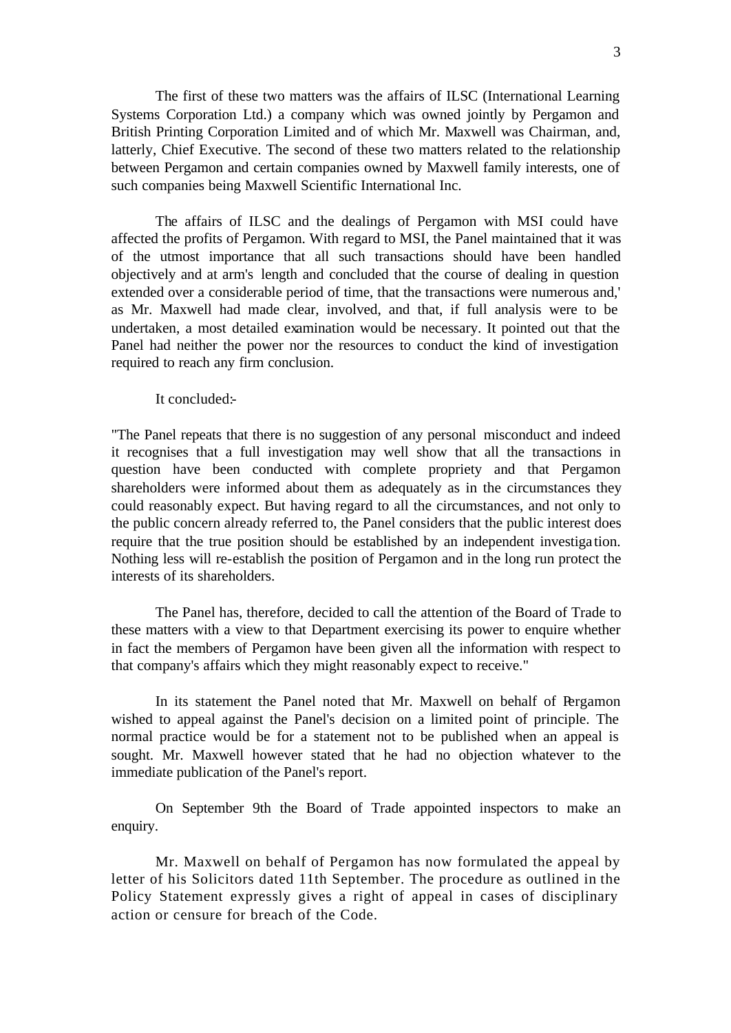The first of these two matters was the affairs of ILSC (International Learning Systems Corporation Ltd.) a company which was owned jointly by Pergamon and British Printing Corporation Limited and of which Mr. Maxwell was Chairman, and, latterly, Chief Executive. The second of these two matters related to the relationship between Pergamon and certain companies owned by Maxwell family interests, one of such companies being Maxwell Scientific International Inc.

The affairs of ILSC and the dealings of Pergamon with MSI could have affected the profits of Pergamon. With regard to MSI, the Panel maintained that it was of the utmost importance that all such transactions should have been handled objectively and at arm's length and concluded that the course of dealing in question extended over a considerable period of time, that the transactions were numerous and,' as Mr. Maxwell had made clear, involved, and that, if full analysis were to be undertaken, a most detailed examination would be necessary. It pointed out that the Panel had neither the power nor the resources to conduct the kind of investigation required to reach any firm conclusion.

It concluded:-

"The Panel repeats that there is no suggestion of any personal misconduct and indeed it recognises that a full investigation may well show that all the transactions in question have been conducted with complete propriety and that Pergamon shareholders were informed about them as adequately as in the circumstances they could reasonably expect. But having regard to all the circumstances, and not only to the public concern already referred to, the Panel considers that the public interest does require that the true position should be established by an independent investigation. Nothing less will re-establish the position of Pergamon and in the long run protect the interests of its shareholders.

The Panel has, therefore, decided to call the attention of the Board of Trade to these matters with a view to that Department exercising its power to enquire whether in fact the members of Pergamon have been given all the information with respect to that company's affairs which they might reasonably expect to receive."

In its statement the Panel noted that Mr. Maxwell on behalf of Pergamon wished to appeal against the Panel's decision on a limited point of principle. The normal practice would be for a statement not to be published when an appeal is sought. Mr. Maxwell however stated that he had no objection whatever to the immediate publication of the Panel's report.

On September 9th the Board of Trade appointed inspectors to make an enquiry.

Mr. Maxwell on behalf of Pergamon has now formulated the appeal by letter of his Solicitors dated 11th September. The procedure as outlined in the Policy Statement expressly gives a right of appeal in cases of disciplinary action or censure for breach of the Code.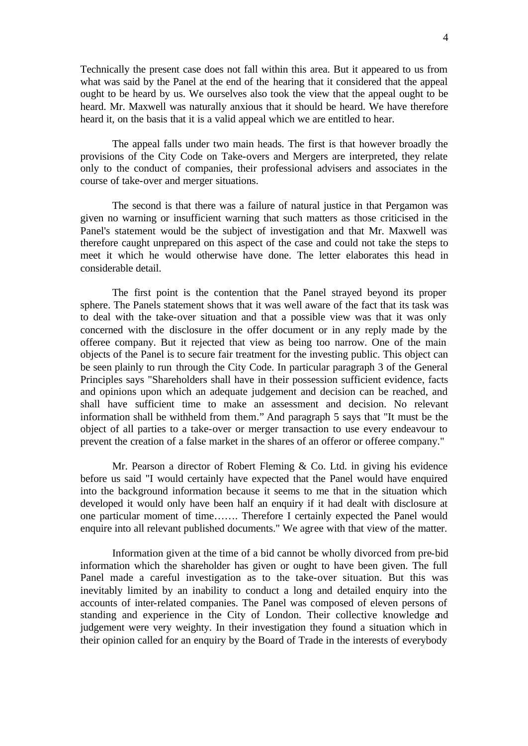Technically the present case does not fall within this area. But it appeared to us from what was said by the Panel at the end of the hearing that it considered that the appeal ought to be heard by us. We ourselves also took the view that the appeal ought to be heard. Mr. Maxwell was naturally anxious that it should be heard. We have therefore heard it, on the basis that it is a valid appeal which we are entitled to hear.

The appeal falls under two main heads. The first is that however broadly the provisions of the City Code on Take-overs and Mergers are interpreted, they relate only to the conduct of companies, their professional advisers and associates in the course of take-over and merger situations.

The second is that there was a failure of natural justice in that Pergamon was given no warning or insufficient warning that such matters as those criticised in the Panel's statement would be the subject of investigation and that Mr. Maxwell was therefore caught unprepared on this aspect of the case and could not take the steps to meet it which he would otherwise have done. The letter elaborates this head in considerable detail.

The first point is the contention that the Panel strayed beyond its proper sphere. The Panels statement shows that it was well aware of the fact that its task was to deal with the take-over situation and that a possible view was that it was only concerned with the disclosure in the offer document or in any reply made by the offeree company. But it rejected that view as being too narrow. One of the main objects of the Panel is to secure fair treatment for the investing public. This object can be seen plainly to run through the City Code. In particular paragraph 3 of the General Principles says "Shareholders shall have in their possession sufficient evidence, facts and opinions upon which an adequate judgement and decision can be reached, and shall have sufficient time to make an assessment and decision. No relevant information shall be withheld from them." And paragraph 5 says that "It must be the object of all parties to a take-over or merger transaction to use every endeavour to prevent the creation of a false market in the shares of an offeror or offeree company."

Mr. Pearson a director of Robert Fleming & Co. Ltd. in giving his evidence before us said "I would certainly have expected that the Panel would have enquired into the background information because it seems to me that in the situation which developed it would only have been half an enquiry if it had dealt with disclosure at one particular moment of time……. Therefore I certainly expected the Panel would enquire into all relevant published documents." We agree with that view of the matter.

Information given at the time of a bid cannot be wholly divorced from pre-bid information which the shareholder has given or ought to have been given. The full Panel made a careful investigation as to the take-over situation. But this was inevitably limited by an inability to conduct a long and detailed enquiry into the accounts of inter-related companies. The Panel was composed of eleven persons of standing and experience in the City of London. Their collective knowledge and judgement were very weighty. In their investigation they found a situation which in their opinion called for an enquiry by the Board of Trade in the interests of everybody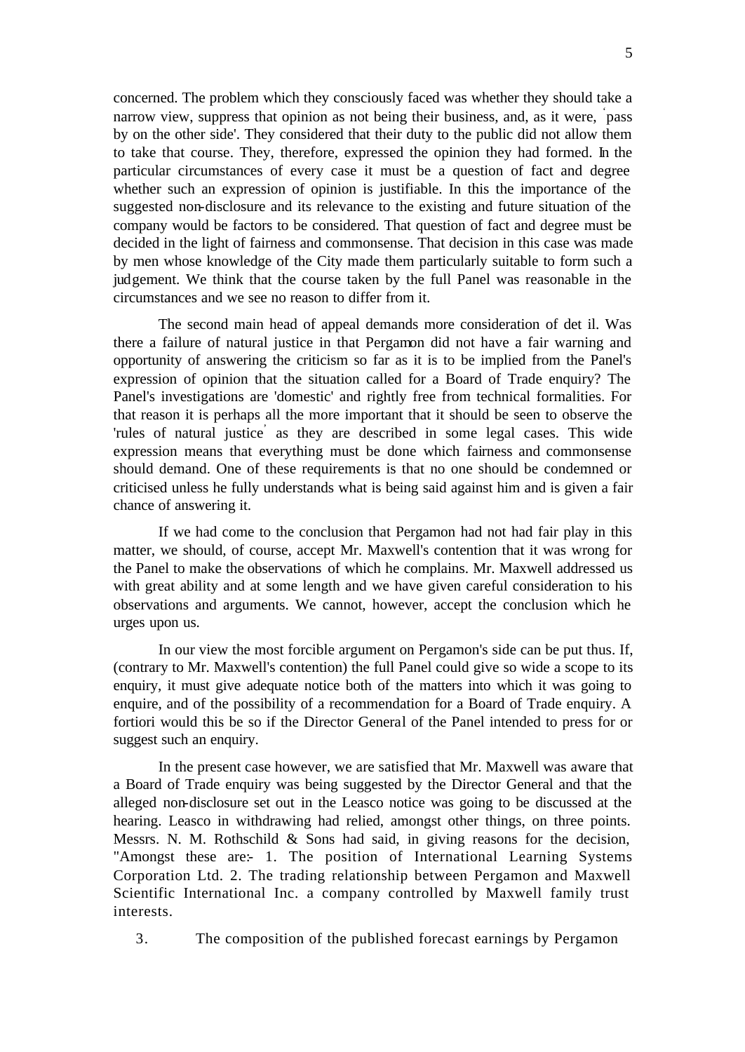concerned. The problem which they consciously faced was whether they should take a narrow view, suppress that opinion as not being their business, and, as it were, 'pass by on the other side'. They considered that their duty to the public did not allow them to take that course. They, therefore, expressed the opinion they had formed. In the particular circumstances of every case it must be a question of fact and degree whether such an expression of opinion is justifiable. In this the importance of the suggested non-disclosure and its relevance to the existing and future situation of the company would be factors to be considered. That question of fact and degree must be decided in the light of fairness and commonsense. That decision in this case was made by men whose knowledge of the City made them particularly suitable to form such a judgement. We think that the course taken by the full Panel was reasonable in the circumstances and we see no reason to differ from it.

The second main head of appeal demands more consideration of det il. Was there a failure of natural justice in that Pergamon did not have a fair warning and opportunity of answering the criticism so far as it is to be implied from the Panel's expression of opinion that the situation called for a Board of Trade enquiry? The Panel's investigations are 'domestic' and rightly free from technical formalities. For that reason it is perhaps all the more important that it should be seen to observe the 'rules of natural justice' as they are described in some legal cases. This wide expression means that everything must be done which fairness and commonsense should demand. One of these requirements is that no one should be condemned or criticised unless he fully understands what is being said against him and is given a fair chance of answering it.

If we had come to the conclusion that Pergamon had not had fair play in this matter, we should, of course, accept Mr. Maxwell's contention that it was wrong for the Panel to make the observations of which he complains. Mr. Maxwell addressed us with great ability and at some length and we have given careful consideration to his observations and arguments. We cannot, however, accept the conclusion which he urges upon us.

In our view the most forcible argument on Pergamon's side can be put thus. If, (contrary to Mr. Maxwell's contention) the full Panel could give so wide a scope to its enquiry, it must give adequate notice both of the matters into which it was going to enquire, and of the possibility of a recommendation for a Board of Trade enquiry. A fortiori would this be so if the Director General of the Panel intended to press for or suggest such an enquiry.

In the present case however, we are satisfied that Mr. Maxwell was aware that a Board of Trade enquiry was being suggested by the Director General and that the alleged non-disclosure set out in the Leasco notice was going to be discussed at the hearing. Leasco in withdrawing had relied, amongst other things, on three points. Messrs. N. M. Rothschild & Sons had said, in giving reasons for the decision, "Amongst these are:- 1. The position of International Learning Systems Corporation Ltd. 2. The trading relationship between Pergamon and Maxwell Scientific International Inc. a company controlled by Maxwell family trust interests.

3. The composition of the published forecast earnings by Pergamon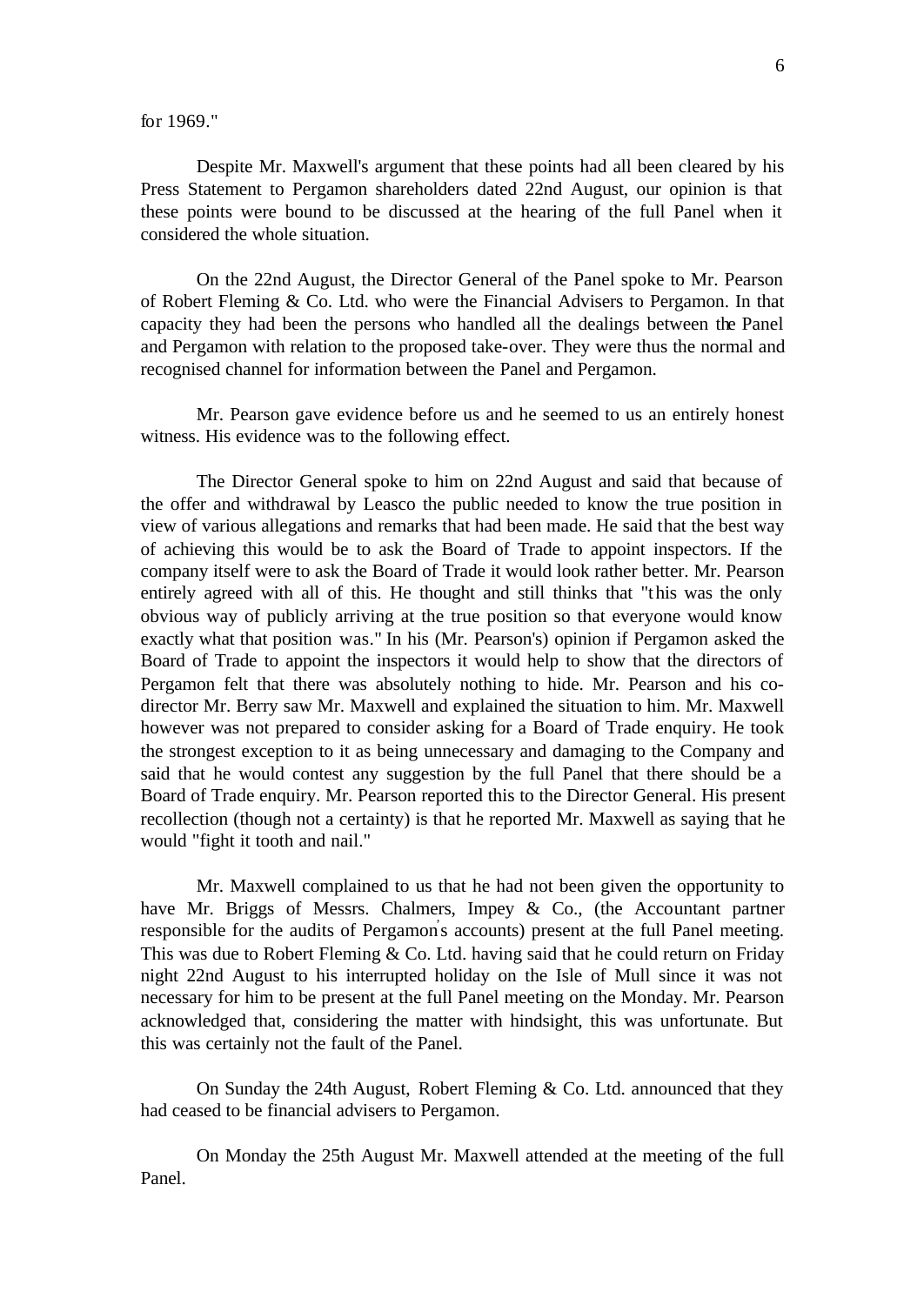for 1969."

Despite Mr. Maxwell's argument that these points had all been cleared by his Press Statement to Pergamon shareholders dated 22nd August, our opinion is that these points were bound to be discussed at the hearing of the full Panel when it considered the whole situation.

On the 22nd August, the Director General of the Panel spoke to Mr. Pearson of Robert Fleming & Co. Ltd. who were the Financial Advisers to Pergamon. In that capacity they had been the persons who handled all the dealings between the Panel and Pergamon with relation to the proposed take-over. They were thus the normal and recognised channel for information between the Panel and Pergamon.

Mr. Pearson gave evidence before us and he seemed to us an entirely honest witness. His evidence was to the following effect.

The Director General spoke to him on 22nd August and said that because of the offer and withdrawal by Leasco the public needed to know the true position in view of various allegations and remarks that had been made. He said that the best way of achieving this would be to ask the Board of Trade to appoint inspectors. If the company itself were to ask the Board of Trade it would look rather better. Mr. Pearson entirely agreed with all of this. He thought and still thinks that "this was the only obvious way of publicly arriving at the true position so that everyone would know exactly what that position was." In his (Mr. Pearson's) opinion if Pergamon asked the Board of Trade to appoint the inspectors it would help to show that the directors of Pergamon felt that there was absolutely nothing to hide. Mr. Pearson and his co-director Mr. Berry saw Mr. Maxwell and explained the situation to him. Mr. Maxwell however was not prepared to consider asking for a Board of Trade enquiry. He took the strongest exception to it as being unnecessary and damaging to the Company and said that he would contest any suggestion by the full Panel that there should be a Board of Trade enquiry. Mr. Pearson reported this to the Director General. His present recollection (though not a certainty) is that he reported Mr. Maxwell as saying that he would "fight it tooth and nail."

Mr. Maxwell complained to us that he had not been given the opportunity to have Mr. Briggs of Messrs. Chalmers, Impey & Co., (the Accountant partner responsible for the audits of Pergamon's accounts) present at the full Panel meeting. This was due to Robert Fleming & Co. Ltd. having said that he could return on Friday night 22nd August to his interrupted holiday on the Isle of Mull since it was not necessary for him to be present at the full Panel meeting on the Monday. Mr. Pearson acknowledged that, considering the matter with hindsight, this was unfortunate. But this was certainly not the fault of the Panel.

On Sunday the 24th August, Robert Fleming & Co. Ltd. announced that they had ceased to be financial advisers to Pergamon.

On Monday the 25th August Mr. Maxwell attended at the meeting of the full Panel.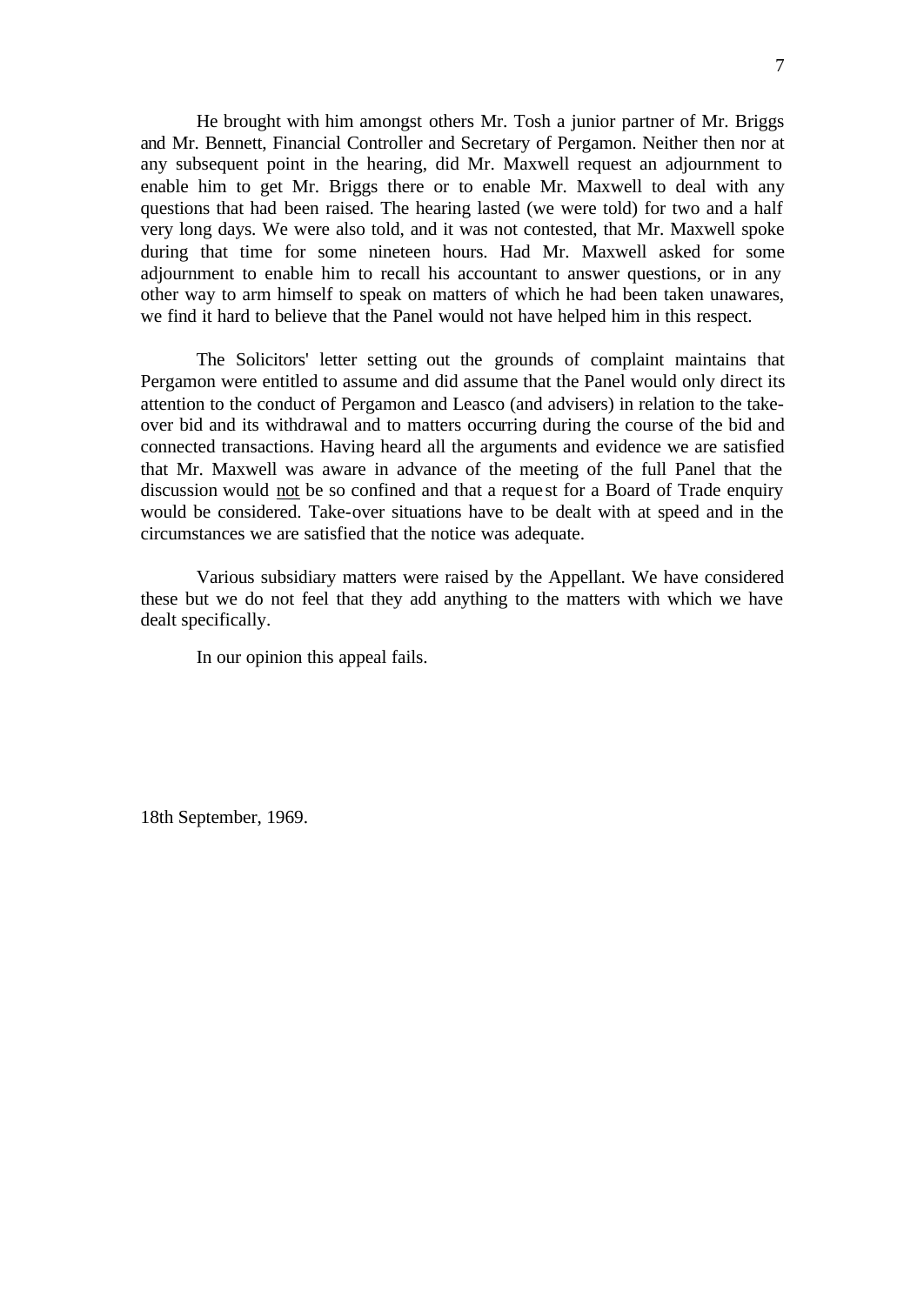He brought with him amongst others Mr. Tosh a junior partner of Mr. Briggs and Mr. Bennett, Financial Controller and Secretary of Pergamon. Neither then nor at any subsequent point in the hearing, did Mr. Maxwell request an adjournment to enable him to get Mr. Briggs there or to enable Mr. Maxwell to deal with any questions that had been raised. The hearing lasted (we were told) for two and a half very long days. We were also told, and it was not contested, that Mr. Maxwell spoke during that time for some nineteen hours. Had Mr. Maxwell asked for some adjournment to enable him to recall his accountant to answer questions, or in any other way to arm himself to speak on matters of which he had been taken unawares, we find it hard to believe that the Panel would not have helped him in this respect.

The Solicitors' letter setting out the grounds of complaint maintains that Pergamon were entitled to assume and did assume that the Panel would only direct its attention to the conduct of Pergamon and Leasco (and advisers) in relation to the take-over bid and its withdrawal and to matters occurring during the course of the bid and connected transactions. Having heard all the arguments and evidence we are satisfied that Mr. Maxwell was aware in advance of the meeting of the full Panel that the discussion would <u>not</u> be so confined and that a request for a Board of Trade enquiry would be considered. Take-over situations have to be dealt with at speed and in the circumstances we are satisfied that the notice was adequate.

Various subsidiary matters were raised by the Appellant. We have considered these but we do not feel that they add anything to the matters with which we have dealt specifically.

In our opinion this appeal fails.

18th September, 1969.